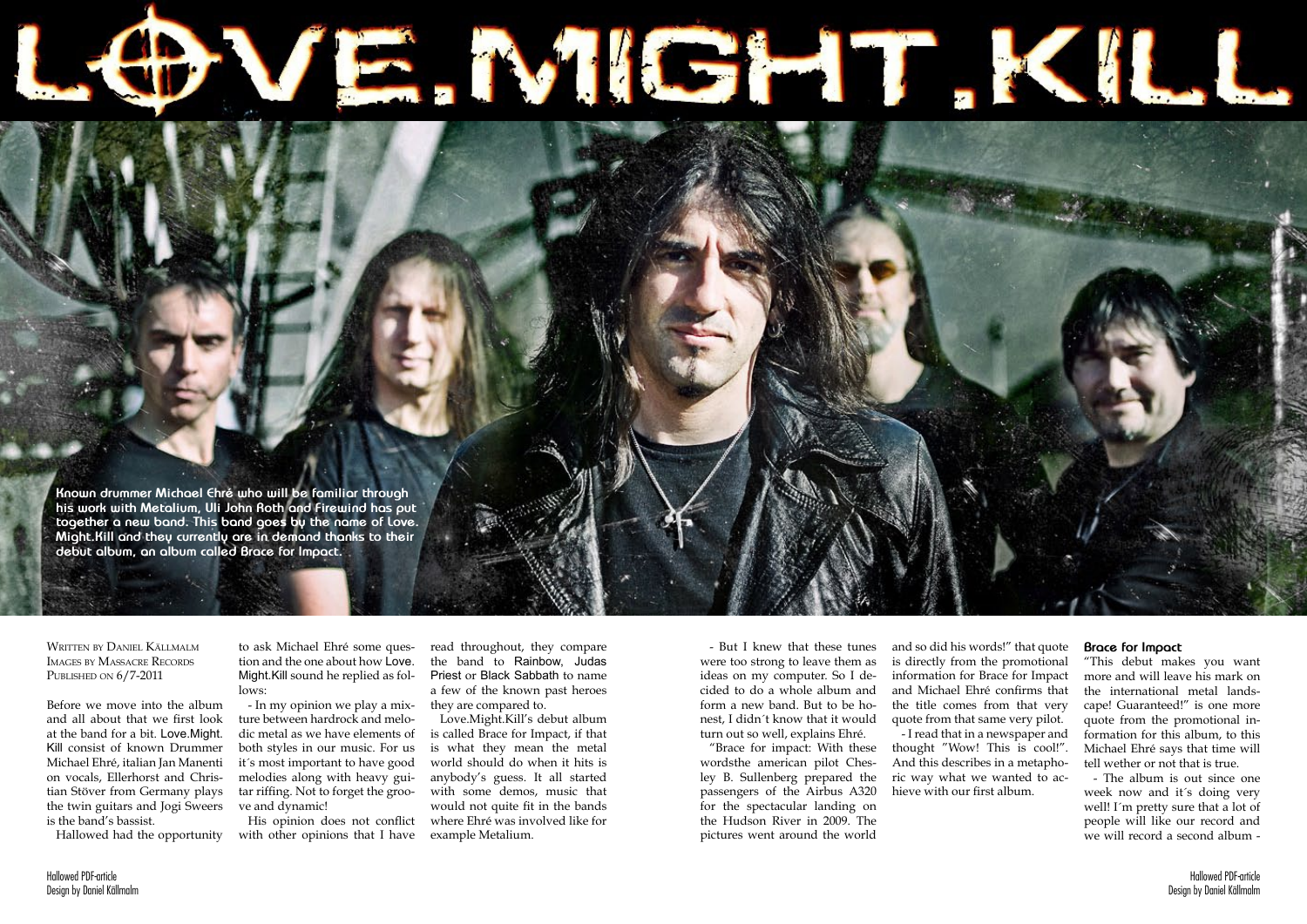# LOVE.MIGHT.KILL

**Known drummer Michael Ehré who will be familiar through his work with Metalium, Uli John Roth and Firewind has put together a new band. This band goes by the name of Love.Might.Kill and they currently are in demand thanks to their debut album, an album called Brace for Impact.**

Written by Daniel Källmalm
Images by Massacre Records
Published on 6/7-2011

Before we move into the album and all about that we first look at the band for a bit. Love.Might.Kill consist of known Drummer Michael Ehré, italian Jan Manenti on vocals, Ellerhorst and Christian Stöver from Germany plays the twin guitars and Jogi Sweers is the band's bassist.

Hallowed had the opportunity to ask Michael Ehré some question and the one about how Love.Might.Kill sound he replied as follows:

- In my opinion we play a mixture between hardrock and melodic metal as we have elements of both styles in our music. For us it´s most important to have good melodies along with heavy guitar riffing. Not to forget the groove and dynamic!

His opinion does not conflict with other opinions that I have read throughout, they compare the band to Rainbow, Judas Priest or Black Sabbath to name a few of the known past heroes they are compared to.

Love.Might.Kill's debut album is called Brace for Impact, if that is what they mean the metal world should do when it hits is anybody's guess. It all started with some demos, music that would not quite fit in the bands where Ehré was involved like for example Metalium.

- But I knew that these tunes were too strong to leave them as ideas on my computer. So I decided to do a whole album and form a new band. But to be honest, I didn´t know that it would turn out so well, explains Ehré.

"Brace for impact: With these wordsthe american pilot Chesley B. Sullenberg prepared the passengers of the Airbus A320 for the spectacular landing on the Hudson River in 2009. The pictures went around the world and so did his words!" that quote is directly from the promotional information for Brace for Impact and Michael Ehré confirms that the title comes from that very quote from that same very pilot.

- I read that in a newspaper and thought "Wow! This is cool!". And this describes in a metaphoric way what we wanted to achieve with our first album.

### Brace for Impact

"This debut makes you want more and will leave his mark on the international metal landscape! Guaranteed!" is one more quote from the promotional information for this album, to this Michael Ehré says that time will tell wether or not that is true.

- The album is out since one week now and it´s doing very well! I´m pretty sure that a lot of people will like our record and we will record a second album -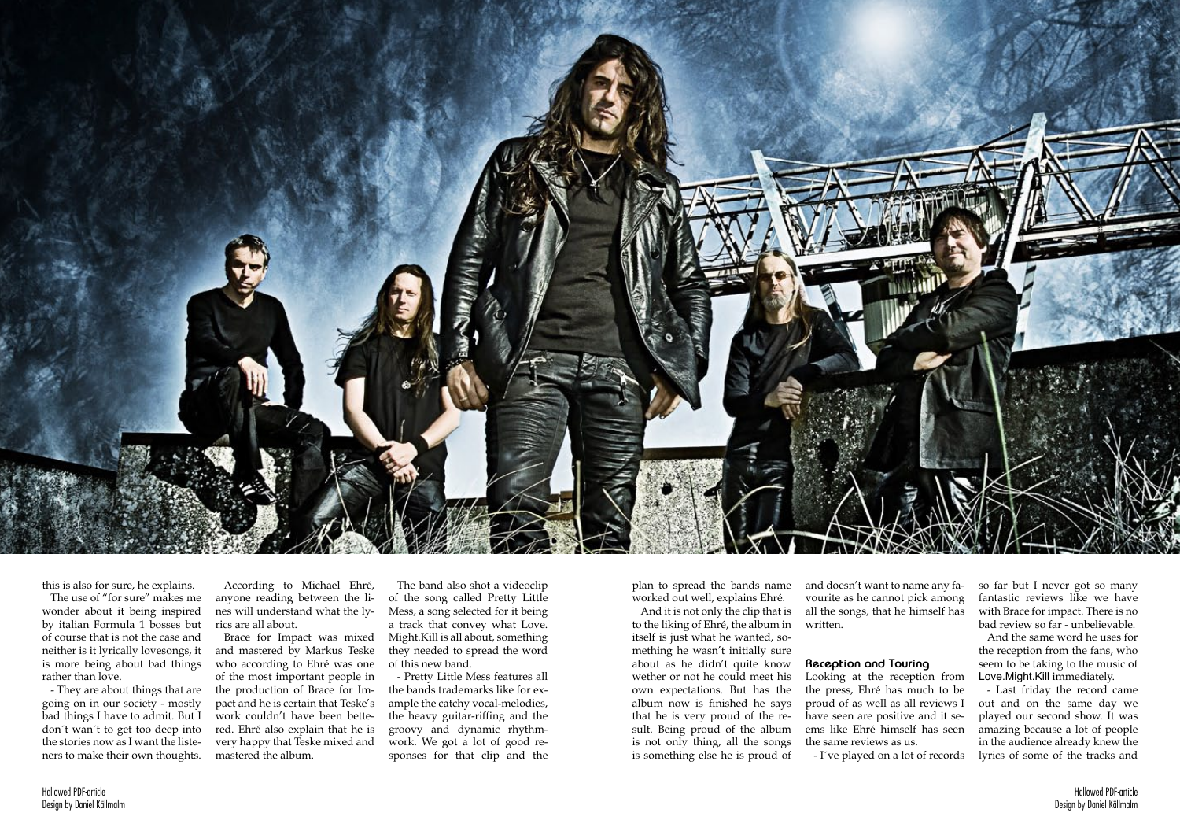this is also for sure, he explains.

The use of "for sure" makes me wonder about it being inspired by italian Formula 1 bosses but of course that is not the case and neither is it lyrically lovesongs, it is more being about bad things rather than love.

- They are about things that are going on in our society - mostly bad things I have to admit. But I don´t wan´t to get too deep into the stories now as I want the listeners to make their own thoughts.

According to Michael Ehré, anyone reading between the lines will understand what the lyrics are all about.

Brace for Impact was mixed and mastered by Markus Teske who according to Ehré was one of the most important people in the production of Brace for Impact and he is certain that Teske's work couldn't have been bettered. Ehré also explain that he is very happy that Teske mixed and mastered the album.

The band also shot a videoclip of the song called Pretty Little Mess, a song selected for it being a track that convey what Love. Might.Kill is all about, something they needed to spread the word of this new band.

- Pretty Little Mess features all the bands trademarks like for example the catchy vocal-melodies, the heavy guitar-riffing and the groovy and dynamic rhythm-work. We got a lot of good responses for that clip and the plan to spread the bands name worked out well, explains Ehré.

And it is not only the clip that is to the liking of Ehré, the album in itself is just what he wanted, something he wasn't initially sure about as he didn't quite know wether or not he could meet his own expectations. But has the album now is finished he says that he is very proud of the result. Being proud of the album is not only thing, all the songs is something else he is proud of and doesn't want to name any favourite as he cannot pick among all the songs, that he himself has written.

## Reception and Touring

Looking at the reception from the press, Ehré has much to be proud of as well as all reviews I have seen are positive and it seems like Ehré himself has seen the same reviews as us.

- I´ve played on a lot of records so far but I never got so many fantastic reviews like we have with Brace for impact. There is no bad review so far - unbelievable.

And the same word he uses for the reception from the fans, who seem to be taking to the music of Love.Might.Kill immediately.

- Last friday the record came out and on the same day we played our second show. It was amazing because a lot of people in the audience already knew the lyrics of some of the tracks and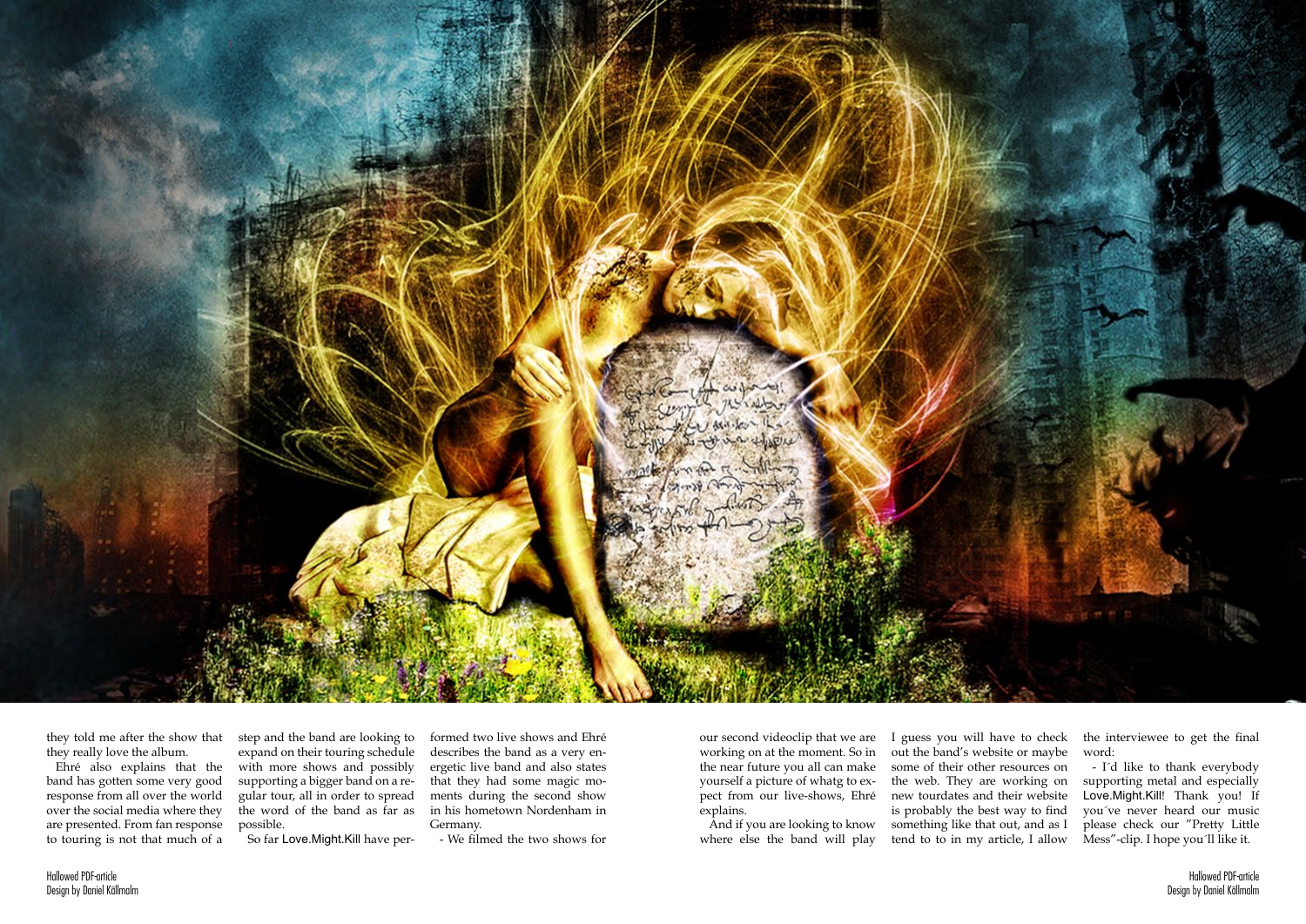they told me after the show that they really love the album.

Ehré also explains that the band has gotten some very good response from all over the world over the social media where they are presented. From fan response to touring is not that much of a step and the band are looking to expand on their touring schedule with more shows and possibly supporting a bigger band on a regular tour, all in order to spread the word of the band as far as possible.

So far Love.Might.Kill have performed two live shows and Ehré describes the band as a very energetic live band and also states that they had some magic moments during the second show in his hometown Nordenham in Germany.

- We filmed the two shows for our second videoclip that we are working on at the moment. So in the near future you all can make yourself a picture of whatg to expect from our live-shows, Ehré explains.

And if you are looking to know where else the band will play I guess you will have to check out the band's website or maybe some of their other resources on the web. They are working on new tourdates and their website is probably the best way to find something like that out, and as I tend to to in my article, I allow the interviewee to get the final word:

- I´d like to thank everybody supporting metal and especially Love.Might.Kill! Thank you! If you´ve never heard our music please check our "Pretty Little Mess"-clip. I hope you´ll like it.